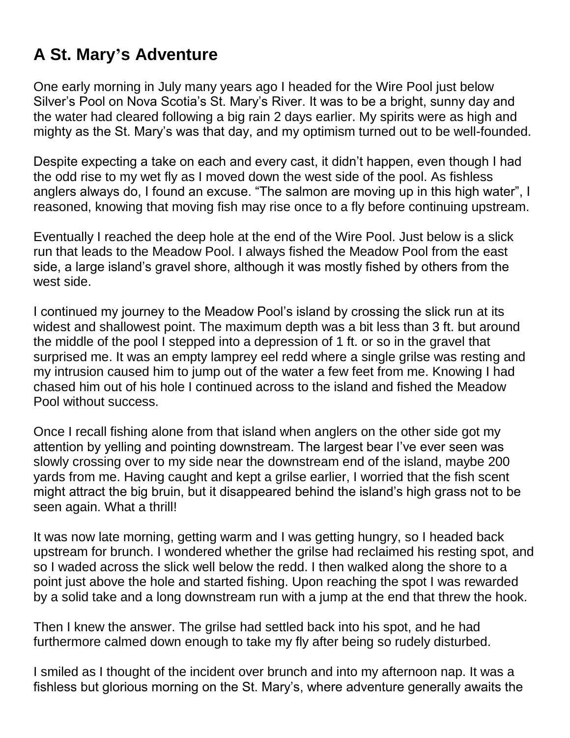# A St. Mary's Adventure

One early morning in July many years ago I headed for the Wire Pool just below Silver's Pool on Nova Scotia's St. Mary's River. It was to be a bright, sunny day and the water had cleared following a big rain 2 days earlier. My spirits were as high and mighty as the St. Mary's was that day, and my optimism turned out to be well-founded.

Despite expecting a take on each and every cast, it didn't happen, even though I had the odd rise to my wet fly as I moved down the west side of the pool. As fishless anglers always do, I found an excuse. "The salmon are moving up in this high water", I reasoned, knowing that moving fish may rise once to a fly before continuing upstream.

Eventually I reached the deep hole at the end of the Wire Pool. Just below is a slick run that leads to the Meadow Pool. I always fished the Meadow Pool from the east side, a large island's gravel shore, although it was mostly fished by others from the west side.

I continued my journey to the Meadow Pool's island by crossing the slick run at its widest and shallowest point. The maximum depth was a bit less than 3 ft. but around the middle of the pool I stepped into a depression of 1 ft. or so in the gravel that surprised me. It was an empty lamprey eel redd where a single grilse was resting and my intrusion caused him to jump out of the water a few feet from me. Knowing I had chased him out of his hole I continued across to the island and fished the Meadow Pool without success.

Once I recall fishing alone from that island when anglers on the other side got my attention by yelling and pointing downstream. The largest bear I've ever seen was slowly crossing over to my side near the downstream end of the island, maybe 200 yards from me. Having caught and kept a grilse earlier, I worried that the fish scent might attract the big bruin, but it disappeared behind the island's high grass not to be seen again. What a thrill!

It was now late morning, getting warm and I was getting hungry, so I headed back upstream for brunch. I wondered whether the grilse had reclaimed his resting spot, and so I waded across the slick well below the redd. I then walked along the shore to a point just above the hole and started fishing. Upon reaching the spot I was rewarded by a solid take and a long downstream run with a jump at the end that threw the hook.

Then I knew the answer. The grilse had settled back into his spot, and he had furthermore calmed down enough to take my fly after being so rudely disturbed.

I smiled as I thought of the incident over brunch and into my afternoon nap. It was a fishless but glorious morning on the St. Mary's, where adventure generally awaits the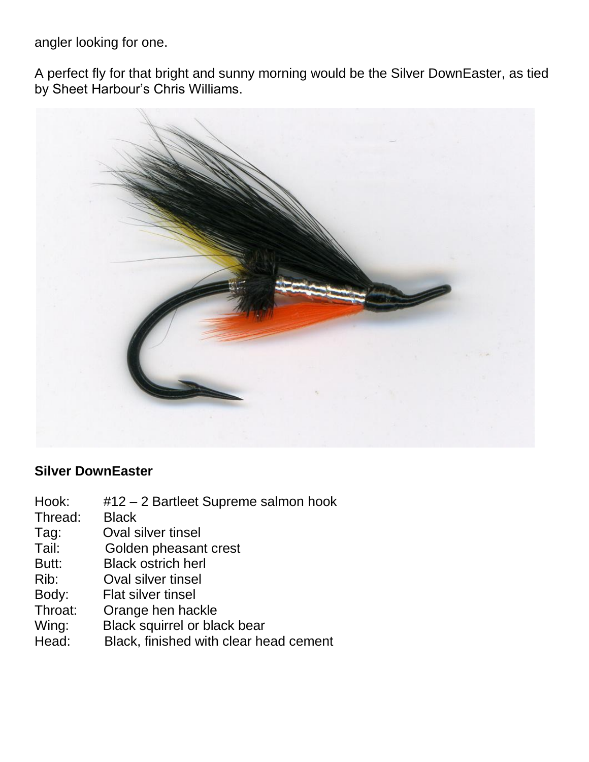angler looking for one.

A perfect fly for that bright and sunny morning would be the Silver DownEaster, as tied by Sheet Harbour's Chris Williams.

**Silver DownEaster**

| | |
|---|---|
| Hook: | #12 – 2 Bartleet Supreme salmon hook |
| Thread: | Black |
| Tag: | Oval silver tinsel |
| Tail: | Golden pheasant crest |
| Butt: | Black ostrich herl |
| Rib: | Oval silver tinsel |
| Body: | Flat silver tinsel |
| Throat: | Orange hen hackle |
| Wing: | Black squirrel or black bear |
| Head: | Black, finished with clear head cement |